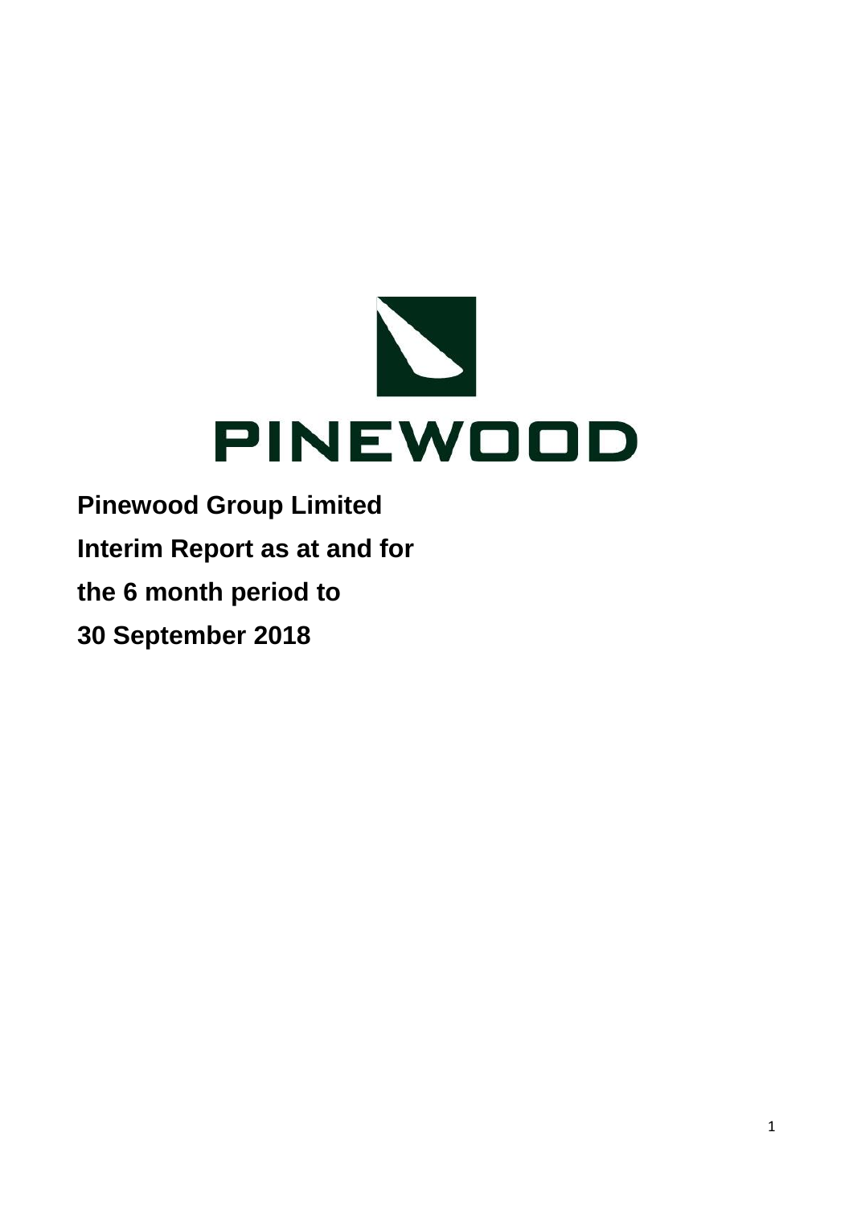PINEWOOD

**Pinewood Group Limited**

**Interim Report as at and for**

**the 6 month period to**

**30 September 2018**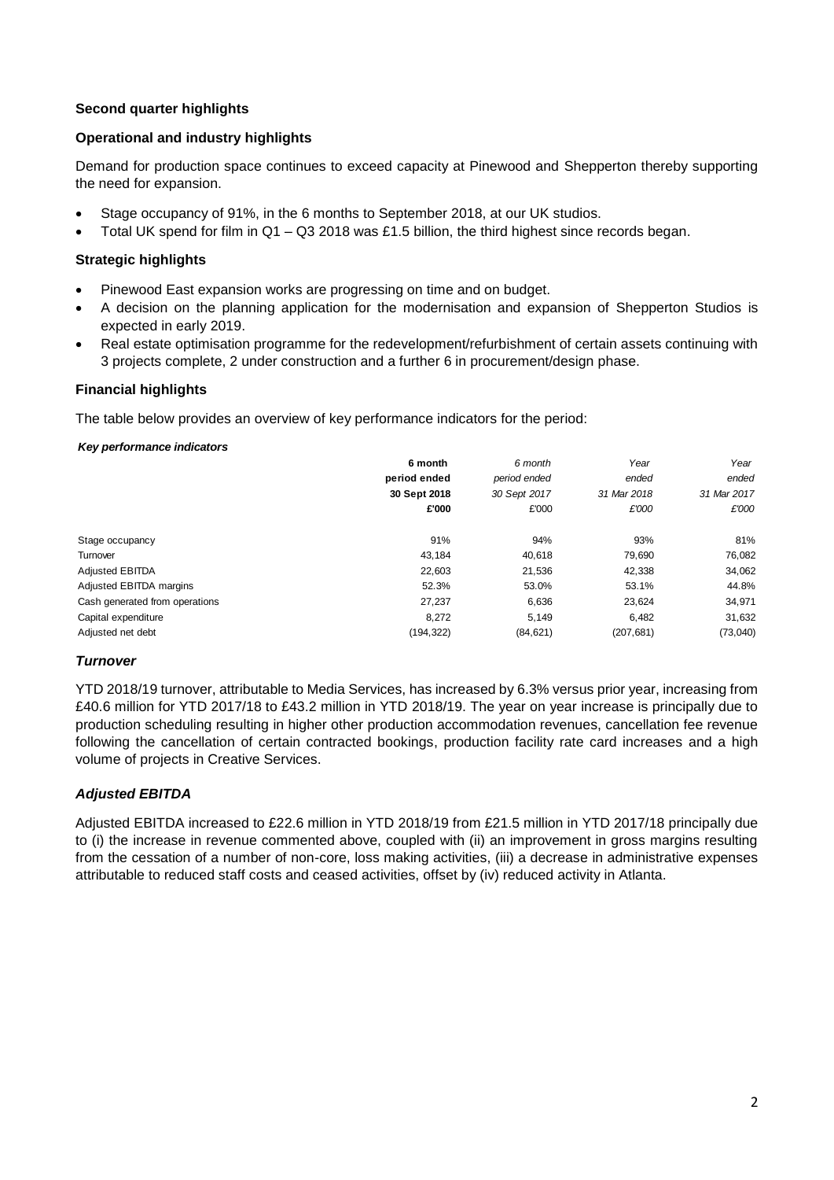### Second quarter highlights

### Operational and industry highlights

Demand for production space continues to exceed capacity at Pinewood and Shepperton thereby supporting the need for expansion.

- Stage occupancy of 91%, in the 6 months to September 2018, at our UK studios.
- Total UK spend for film in Q1 – Q3 2018 was £1.5 billion, the third highest since records began.

### Strategic highlights

- Pinewood East expansion works are progressing on time and on budget.
- A decision on the planning application for the modernisation and expansion of Shepperton Studios is expected in early 2019.
- Real estate optimisation programme for the redevelopment/refurbishment of certain assets continuing with 3 projects complete, 2 under construction and a further 6 in procurement/design phase.

### Financial highlights

The table below provides an overview of key performance indicators for the period:

***Key performance indicators***

| | **6 month period ended 30 Sept 2018 £'000** | *6 month period ended 30 Sept 2017 £'000* | *Year ended 31 Mar 2018 £'000* | *Year ended 31 Mar 2017 £'000* |
|---|---|---|---|---|
| Stage occupancy | 91% | 94% | 93% | 81% |
| Turnover | 43,184 | 40,618 | 79,690 | 76,082 |
| Adjusted EBITDA | 22,603 | 21,536 | 42,338 | 34,062 |
| Adjusted EBITDA margins | 52.3% | 53.0% | 53.1% | 44.8% |
| Cash generated from operations | 27,237 | 6,636 | 23,624 | 34,971 |
| Capital expenditure | 8,272 | 5,149 | 6,482 | 31,632 |
| Adjusted net debt | (194,322) | (84,621) | (207,681) | (73,040) |

### *Turnover*

YTD 2018/19 turnover, attributable to Media Services, has increased by 6.3% versus prior year, increasing from £40.6 million for YTD 2017/18 to £43.2 million in YTD 2018/19. The year on year increase is principally due to production scheduling resulting in higher other production accommodation revenues, cancellation fee revenue following the cancellation of certain contracted bookings, production facility rate card increases and a high volume of projects in Creative Services.

### *Adjusted EBITDA*

Adjusted EBITDA increased to £22.6 million in YTD 2018/19 from £21.5 million in YTD 2017/18 principally due to (i) the increase in revenue commented above, coupled with (ii) an improvement in gross margins resulting from the cessation of a number of non-core, loss making activities, (iii) a decrease in administrative expenses attributable to reduced staff costs and ceased activities, offset by (iv) reduced activity in Atlanta.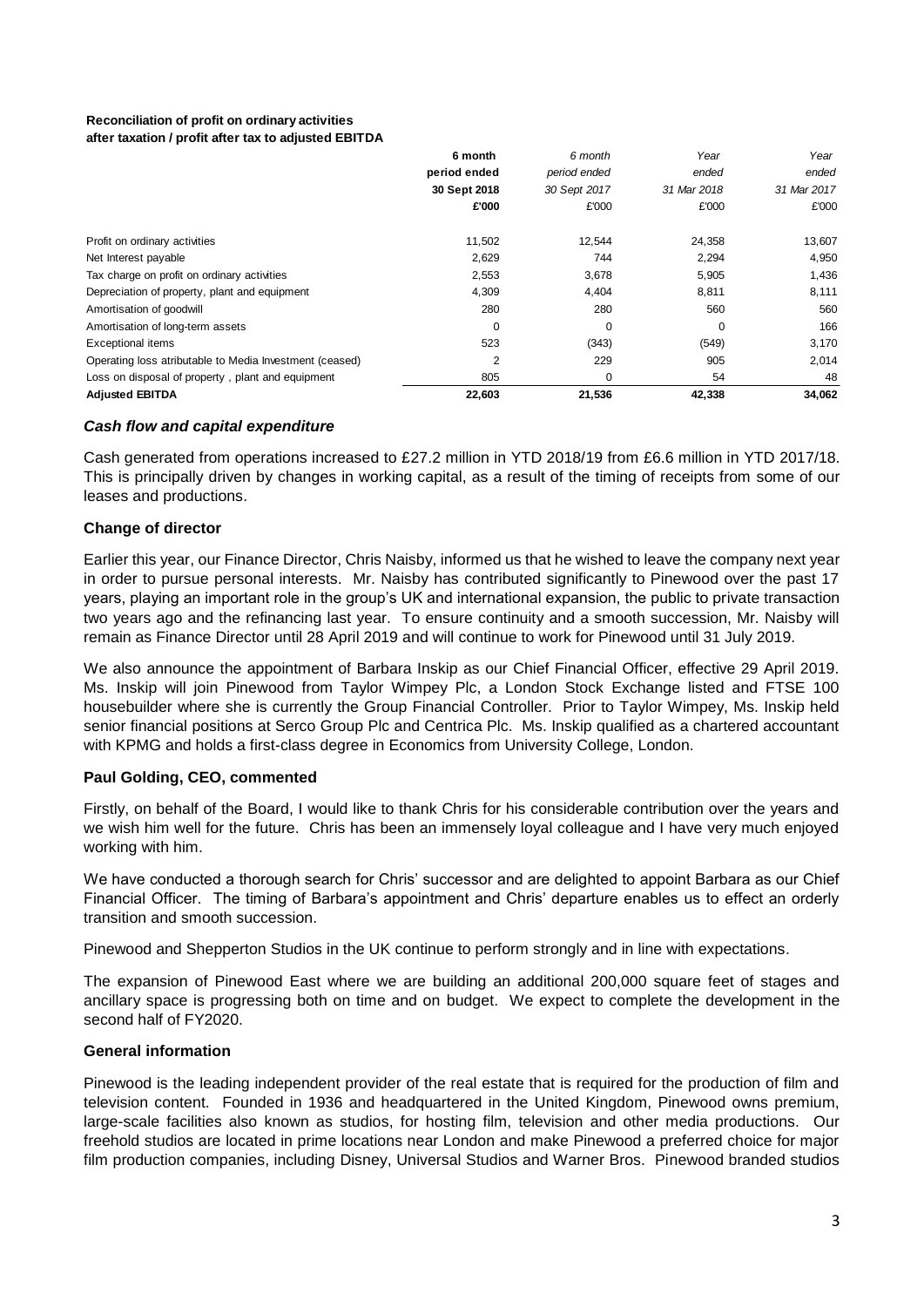**Reconciliation of profit on ordinary activities after taxation / profit after tax to adjusted EBITDA**

| | 6 month period ended 30 Sept 2018 £'000 | *6 month period ended 30 Sept 2017* £'000 | *Year ended 31 Mar 2018* £'000 | *Year ended 31 Mar 2017* £'000 |
|---|---|---|---|---|
| Profit on ordinary activities | 11,502 | 12,544 | 24,358 | 13,607 |
| Net Interest payable | 2,629 | 744 | 2,294 | 4,950 |
| Tax charge on profit on ordinary activities | 2,553 | 3,678 | 5,905 | 1,436 |
| Depreciation of property, plant and equipment | 4,309 | 4,404 | 8,811 | 8,111 |
| Amortisation of goodwill | 280 | 280 | 560 | 560 |
| Amortisation of long-term assets | 0 | 0 | 0 | 166 |
| Exceptional items | 523 | (343) | (549) | 3,170 |
| Operating loss atributable to Media Investment (ceased) | 2 | 229 | 905 | 2,014 |
| Loss on disposal of property , plant and equipment | 805 | 0 | 54 | 48 |
| **Adjusted EBITDA** | **22,603** | **21,536** | **42,338** | **34,062** |

### *Cash flow and capital expenditure*

Cash generated from operations increased to £27.2 million in YTD 2018/19 from £6.6 million in YTD 2017/18. This is principally driven by changes in working capital, as a result of the timing of receipts from some of our leases and productions.

### Change of director

Earlier this year, our Finance Director, Chris Naisby, informed us that he wished to leave the company next year in order to pursue personal interests. Mr. Naisby has contributed significantly to Pinewood over the past 17 years, playing an important role in the group's UK and international expansion, the public to private transaction two years ago and the refinancing last year. To ensure continuity and a smooth succession, Mr. Naisby will remain as Finance Director until 28 April 2019 and will continue to work for Pinewood until 31 July 2019.

We also announce the appointment of Barbara Inskip as our Chief Financial Officer, effective 29 April 2019. Ms. Inskip will join Pinewood from Taylor Wimpey Plc, a London Stock Exchange listed and FTSE 100 housebuilder where she is currently the Group Financial Controller. Prior to Taylor Wimpey, Ms. Inskip held senior financial positions at Serco Group Plc and Centrica Plc. Ms. Inskip qualified as a chartered accountant with KPMG and holds a first-class degree in Economics from University College, London.

### Paul Golding, CEO, commented

Firstly, on behalf of the Board, I would like to thank Chris for his considerable contribution over the years and we wish him well for the future. Chris has been an immensely loyal colleague and I have very much enjoyed working with him.

We have conducted a thorough search for Chris' successor and are delighted to appoint Barbara as our Chief Financial Officer. The timing of Barbara's appointment and Chris' departure enables us to effect an orderly transition and smooth succession.

Pinewood and Shepperton Studios in the UK continue to perform strongly and in line with expectations.

The expansion of Pinewood East where we are building an additional 200,000 square feet of stages and ancillary space is progressing both on time and on budget. We expect to complete the development in the second half of FY2020.

### General information

Pinewood is the leading independent provider of the real estate that is required for the production of film and television content. Founded in 1936 and headquartered in the United Kingdom, Pinewood owns premium, large-scale facilities also known as studios, for hosting film, television and other media productions. Our freehold studios are located in prime locations near London and make Pinewood a preferred choice for major film production companies, including Disney, Universal Studios and Warner Bros. Pinewood branded studios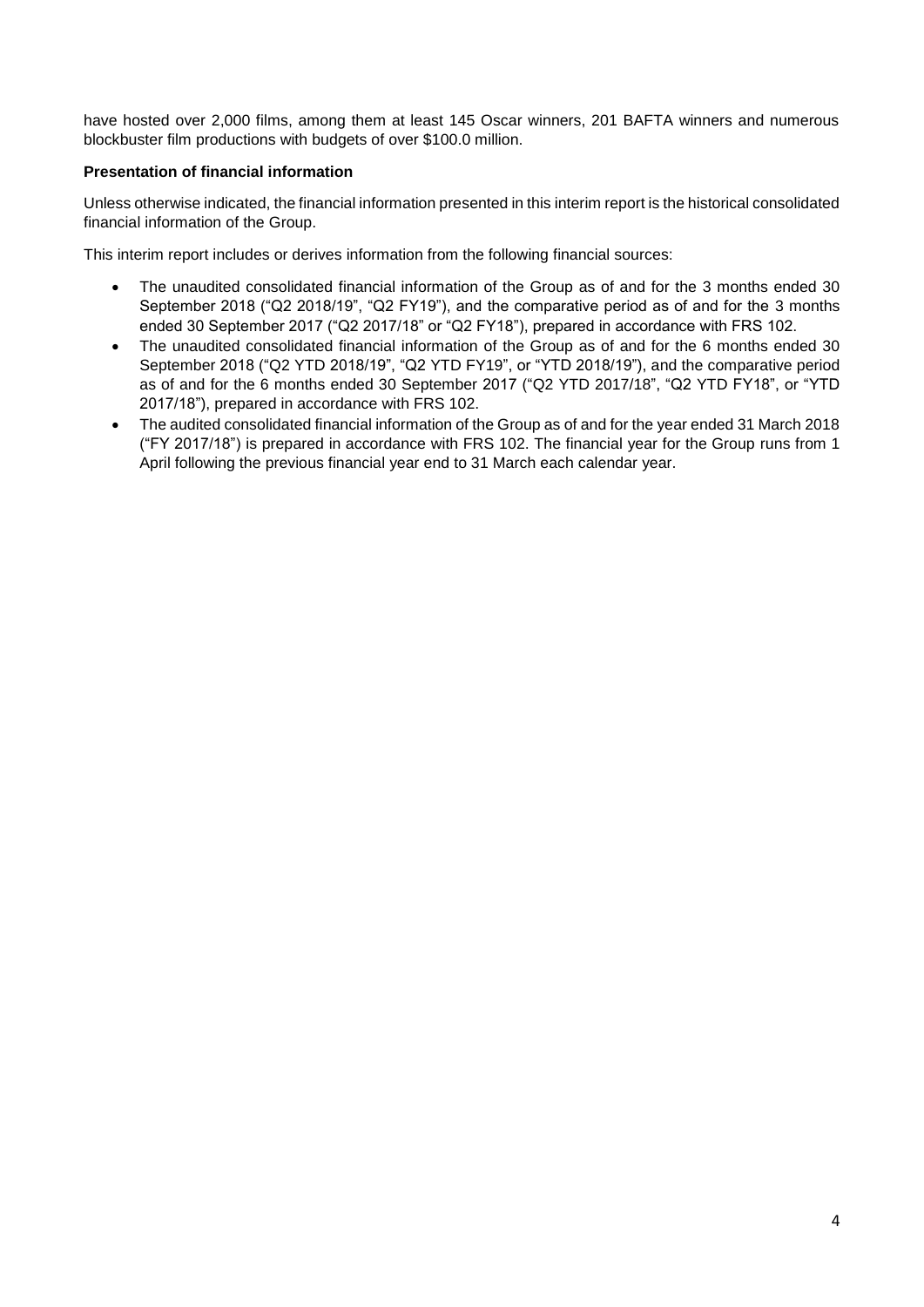have hosted over 2,000 films, among them at least 145 Oscar winners, 201 BAFTA winners and numerous blockbuster film productions with budgets of over $100.0 million.

**Presentation of financial information**

Unless otherwise indicated, the financial information presented in this interim report is the historical consolidated financial information of the Group.

This interim report includes or derives information from the following financial sources:

- The unaudited consolidated financial information of the Group as of and for the 3 months ended 30 September 2018 ("Q2 2018/19", "Q2 FY19"), and the comparative period as of and for the 3 months ended 30 September 2017 ("Q2 2017/18" or "Q2 FY18"), prepared in accordance with FRS 102.
- The unaudited consolidated financial information of the Group as of and for the 6 months ended 30 September 2018 ("Q2 YTD 2018/19", "Q2 YTD FY19", or "YTD 2018/19"), and the comparative period as of and for the 6 months ended 30 September 2017 ("Q2 YTD 2017/18", "Q2 YTD FY18", or "YTD 2017/18"), prepared in accordance with FRS 102.
- The audited consolidated financial information of the Group as of and for the year ended 31 March 2018 ("FY 2017/18") is prepared in accordance with FRS 102. The financial year for the Group runs from 1 April following the previous financial year end to 31 March each calendar year.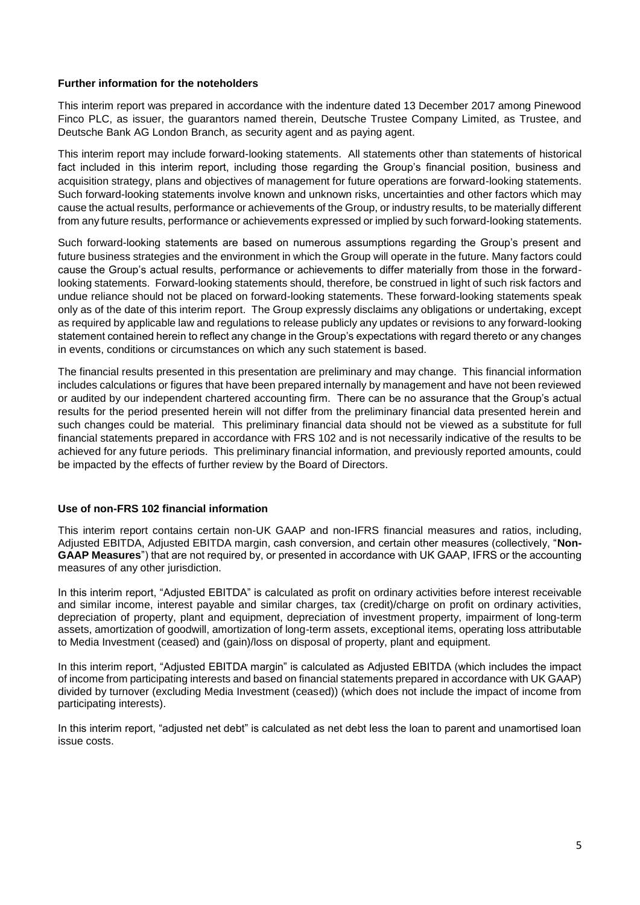**Further information for the noteholders**

This interim report was prepared in accordance with the indenture dated 13 December 2017 among Pinewood Finco PLC, as issuer, the guarantors named therein, Deutsche Trustee Company Limited, as Trustee, and Deutsche Bank AG London Branch, as security agent and as paying agent.

This interim report may include forward-looking statements. All statements other than statements of historical fact included in this interim report, including those regarding the Group's financial position, business and acquisition strategy, plans and objectives of management for future operations are forward-looking statements. Such forward-looking statements involve known and unknown risks, uncertainties and other factors which may cause the actual results, performance or achievements of the Group, or industry results, to be materially different from any future results, performance or achievements expressed or implied by such forward-looking statements.

Such forward-looking statements are based on numerous assumptions regarding the Group's present and future business strategies and the environment in which the Group will operate in the future. Many factors could cause the Group's actual results, performance or achievements to differ materially from those in the forward-looking statements. Forward-looking statements should, therefore, be construed in light of such risk factors and undue reliance should not be placed on forward-looking statements. These forward-looking statements speak only as of the date of this interim report. The Group expressly disclaims any obligations or undertaking, except as required by applicable law and regulations to release publicly any updates or revisions to any forward-looking statement contained herein to reflect any change in the Group's expectations with regard thereto or any changes in events, conditions or circumstances on which any such statement is based.

The financial results presented in this presentation are preliminary and may change. This financial information includes calculations or figures that have been prepared internally by management and have not been reviewed or audited by our independent chartered accounting firm. There can be no assurance that the Group's actual results for the period presented herein will not differ from the preliminary financial data presented herein and such changes could be material. This preliminary financial data should not be viewed as a substitute for full financial statements prepared in accordance with FRS 102 and is not necessarily indicative of the results to be achieved for any future periods. This preliminary financial information, and previously reported amounts, could be impacted by the effects of further review by the Board of Directors.

**Use of non-FRS 102 financial information**

This interim report contains certain non-UK GAAP and non-IFRS financial measures and ratios, including, Adjusted EBITDA, Adjusted EBITDA margin, cash conversion, and certain other measures (collectively, "**Non-GAAP Measures**") that are not required by, or presented in accordance with UK GAAP, IFRS or the accounting measures of any other jurisdiction.

In this interim report, "Adjusted EBITDA" is calculated as profit on ordinary activities before interest receivable and similar income, interest payable and similar charges, tax (credit)/charge on profit on ordinary activities, depreciation of property, plant and equipment, depreciation of investment property, impairment of long-term assets, amortization of goodwill, amortization of long-term assets, exceptional items, operating loss attributable to Media Investment (ceased) and (gain)/loss on disposal of property, plant and equipment.

In this interim report, "Adjusted EBITDA margin" is calculated as Adjusted EBITDA (which includes the impact of income from participating interests and based on financial statements prepared in accordance with UK GAAP) divided by turnover (excluding Media Investment (ceased)) (which does not include the impact of income from participating interests).

In this interim report, "adjusted net debt" is calculated as net debt less the loan to parent and unamortised loan issue costs.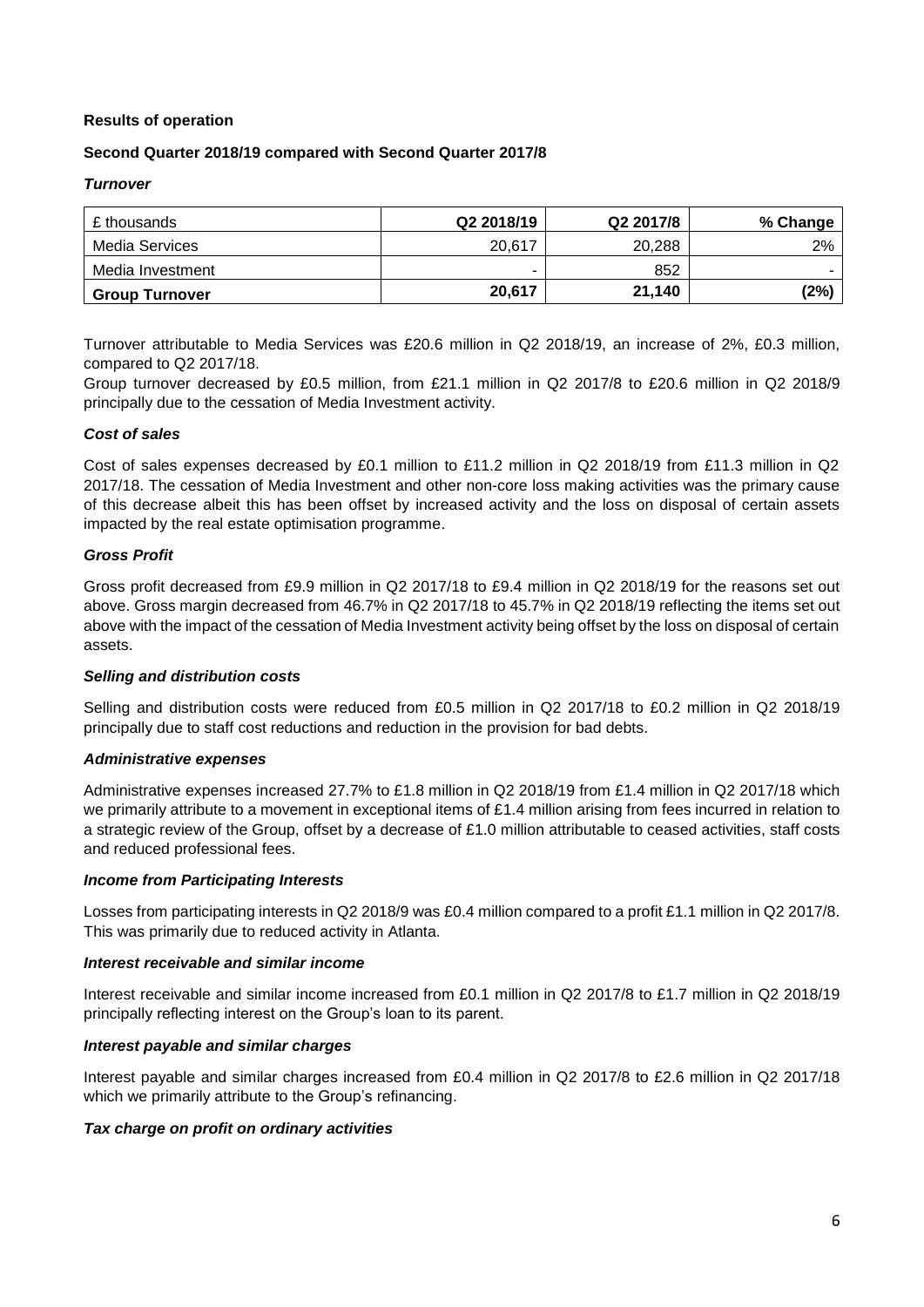**Results of operation**

**Second Quarter 2018/19 compared with Second Quarter 2017/8**

***Turnover***

| £ thousands | Q2 2018/19 | Q2 2017/8 | % Change |
|---|---|---|---|
| Media Services | 20,617 | 20,288 | 2% |
| Media Investment | - | 852 | - |
| **Group Turnover** | **20,617** | **21,140** | **(2%)** |

Turnover attributable to Media Services was £20.6 million in Q2 2018/19, an increase of 2%, £0.3 million, compared to Q2 2017/18.

Group turnover decreased by £0.5 million, from £21.1 million in Q2 2017/8 to £20.6 million in Q2 2018/9 principally due to the cessation of Media Investment activity.

***Cost of sales***

Cost of sales expenses decreased by £0.1 million to £11.2 million in Q2 2018/19 from £11.3 million in Q2 2017/18. The cessation of Media Investment and other non-core loss making activities was the primary cause of this decrease albeit this has been offset by increased activity and the loss on disposal of certain assets impacted by the real estate optimisation programme.

***Gross Profit***

Gross profit decreased from £9.9 million in Q2 2017/18 to £9.4 million in Q2 2018/19 for the reasons set out above. Gross margin decreased from 46.7% in Q2 2017/18 to 45.7% in Q2 2018/19 reflecting the items set out above with the impact of the cessation of Media Investment activity being offset by the loss on disposal of certain assets.

***Selling and distribution costs***

Selling and distribution costs were reduced from £0.5 million in Q2 2017/18 to £0.2 million in Q2 2018/19 principally due to staff cost reductions and reduction in the provision for bad debts.

***Administrative expenses***

Administrative expenses increased 27.7% to £1.8 million in Q2 2018/19 from £1.4 million in Q2 2017/18 which we primarily attribute to a movement in exceptional items of £1.4 million arising from fees incurred in relation to a strategic review of the Group, offset by a decrease of £1.0 million attributable to ceased activities, staff costs and reduced professional fees.

***Income from Participating Interests***

Losses from participating interests in Q2 2018/9 was £0.4 million compared to a profit £1.1 million in Q2 2017/8. This was primarily due to reduced activity in Atlanta.

***Interest receivable and similar income***

Interest receivable and similar income increased from £0.1 million in Q2 2017/8 to £1.7 million in Q2 2018/19 principally reflecting interest on the Group's loan to its parent.

***Interest payable and similar charges***

Interest payable and similar charges increased from £0.4 million in Q2 2017/8 to £2.6 million in Q2 2017/18 which we primarily attribute to the Group's refinancing.

***Tax charge on profit on ordinary activities***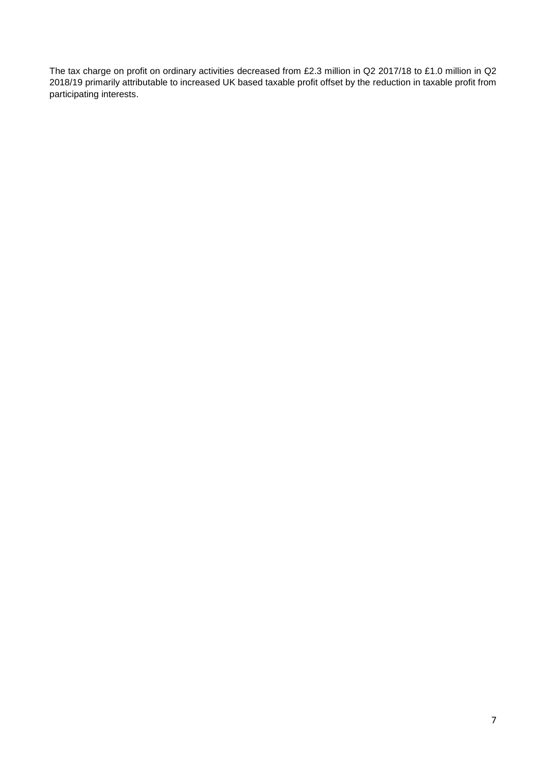The tax charge on profit on ordinary activities decreased from £2.3 million in Q2 2017/18 to £1.0 million in Q2 2018/19 primarily attributable to increased UK based taxable profit offset by the reduction in taxable profit from participating interests.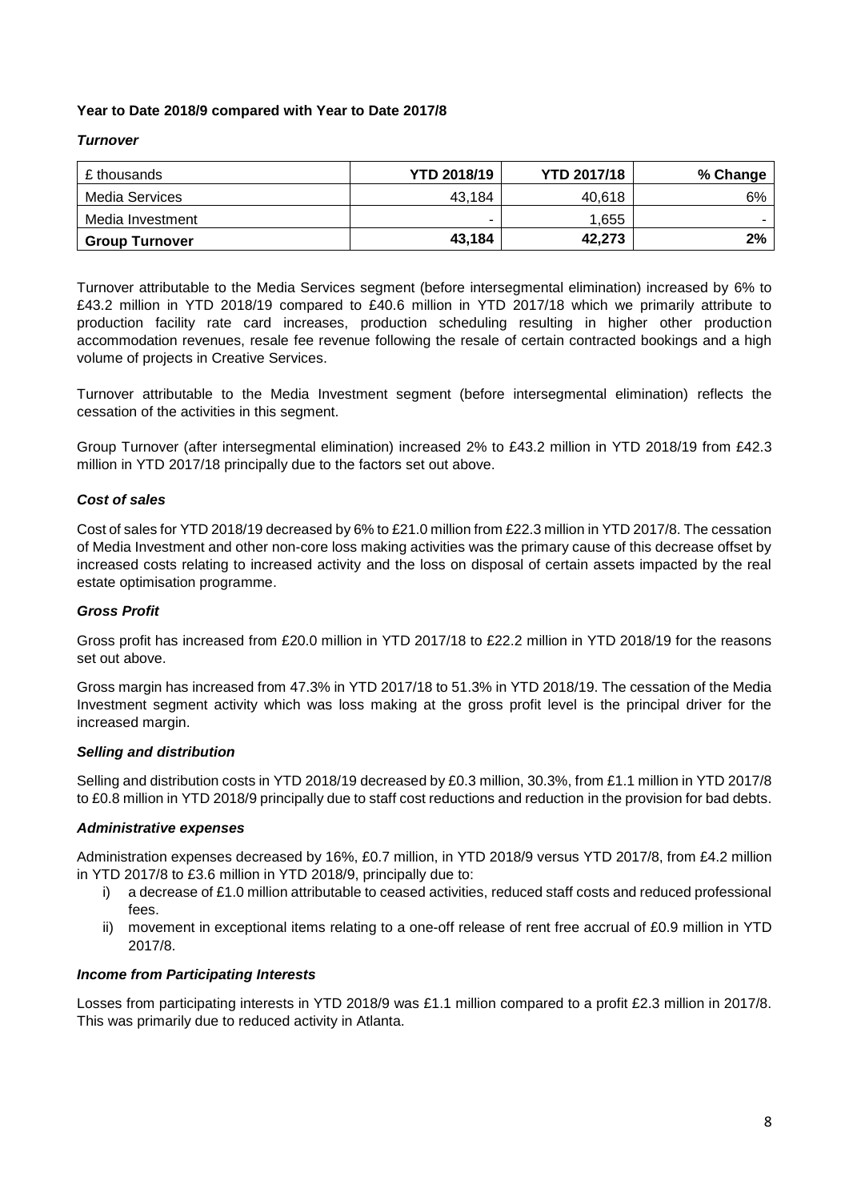**Year to Date 2018/9 compared with Year to Date 2017/8**

***Turnover***

| £ thousands | YTD 2018/19 | YTD 2017/18 | % Change |
|---|---|---|---|
| Media Services | 43,184 | 40,618 | 6% |
| Media Investment | - | 1,655 | - |
| **Group Turnover** | **43,184** | **42,273** | **2%** |

Turnover attributable to the Media Services segment (before intersegmental elimination) increased by 6% to £43.2 million in YTD 2018/19 compared to £40.6 million in YTD 2017/18 which we primarily attribute to production facility rate card increases, production scheduling resulting in higher other production accommodation revenues, resale fee revenue following the resale of certain contracted bookings and a high volume of projects in Creative Services.

Turnover attributable to the Media Investment segment (before intersegmental elimination) reflects the cessation of the activities in this segment.

Group Turnover (after intersegmental elimination) increased 2% to £43.2 million in YTD 2018/19 from £42.3 million in YTD 2017/18 principally due to the factors set out above.

***Cost of sales***

Cost of sales for YTD 2018/19 decreased by 6% to £21.0 million from £22.3 million in YTD 2017/8. The cessation of Media Investment and other non-core loss making activities was the primary cause of this decrease offset by increased costs relating to increased activity and the loss on disposal of certain assets impacted by the real estate optimisation programme.

***Gross Profit***

Gross profit has increased from £20.0 million in YTD 2017/18 to £22.2 million in YTD 2018/19 for the reasons set out above.

Gross margin has increased from 47.3% in YTD 2017/18 to 51.3% in YTD 2018/19. The cessation of the Media Investment segment activity which was loss making at the gross profit level is the principal driver for the increased margin.

***Selling and distribution***

Selling and distribution costs in YTD 2018/19 decreased by £0.3 million, 30.3%, from £1.1 million in YTD 2017/8 to £0.8 million in YTD 2018/9 principally due to staff cost reductions and reduction in the provision for bad debts.

***Administrative expenses***

Administration expenses decreased by 16%, £0.7 million, in YTD 2018/9 versus YTD 2017/8, from £4.2 million in YTD 2017/8 to £3.6 million in YTD 2018/9, principally due to:

i) a decrease of £1.0 million attributable to ceased activities, reduced staff costs and reduced professional fees.
ii) movement in exceptional items relating to a one-off release of rent free accrual of £0.9 million in YTD 2017/8.

***Income from Participating Interests***

Losses from participating interests in YTD 2018/9 was £1.1 million compared to a profit £2.3 million in 2017/8. This was primarily due to reduced activity in Atlanta.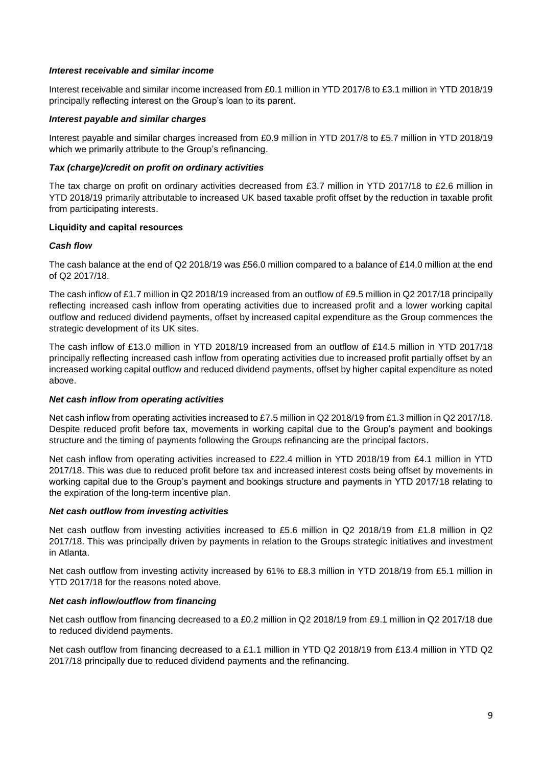### *Interest receivable and similar income*

Interest receivable and similar income increased from £0.1 million in YTD 2017/8 to £3.1 million in YTD 2018/19 principally reflecting interest on the Group's loan to its parent.

### *Interest payable and similar charges*

Interest payable and similar charges increased from £0.9 million in YTD 2017/8 to £5.7 million in YTD 2018/19 which we primarily attribute to the Group's refinancing.

### *Tax (charge)/credit on profit on ordinary activities*

The tax charge on profit on ordinary activities decreased from £3.7 million in YTD 2017/18 to £2.6 million in YTD 2018/19 primarily attributable to increased UK based taxable profit offset by the reduction in taxable profit from participating interests.

## Liquidity and capital resources

### *Cash flow*

The cash balance at the end of Q2 2018/19 was £56.0 million compared to a balance of £14.0 million at the end of Q2 2017/18.

The cash inflow of £1.7 million in Q2 2018/19 increased from an outflow of £9.5 million in Q2 2017/18 principally reflecting increased cash inflow from operating activities due to increased profit and a lower working capital outflow and reduced dividend payments, offset by increased capital expenditure as the Group commences the strategic development of its UK sites.

The cash inflow of £13.0 million in YTD 2018/19 increased from an outflow of £14.5 million in YTD 2017/18 principally reflecting increased cash inflow from operating activities due to increased profit partially offset by an increased working capital outflow and reduced dividend payments, offset by higher capital expenditure as noted above.

### *Net cash inflow from operating activities*

Net cash inflow from operating activities increased to £7.5 million in Q2 2018/19 from £1.3 million in Q2 2017/18. Despite reduced profit before tax, movements in working capital due to the Group's payment and bookings structure and the timing of payments following the Groups refinancing are the principal factors.

Net cash inflow from operating activities increased to £22.4 million in YTD 2018/19 from £4.1 million in YTD 2017/18. This was due to reduced profit before tax and increased interest costs being offset by movements in working capital due to the Group's payment and bookings structure and payments in YTD 2017/18 relating to the expiration of the long-term incentive plan.

### *Net cash outflow from investing activities*

Net cash outflow from investing activities increased to £5.6 million in Q2 2018/19 from £1.8 million in Q2 2017/18. This was principally driven by payments in relation to the Groups strategic initiatives and investment in Atlanta.

Net cash outflow from investing activity increased by 61% to £8.3 million in YTD 2018/19 from £5.1 million in YTD 2017/18 for the reasons noted above.

### *Net cash inflow/outflow from financing*

Net cash outflow from financing decreased to a £0.2 million in Q2 2018/19 from £9.1 million in Q2 2017/18 due to reduced dividend payments.

Net cash outflow from financing decreased to a £1.1 million in YTD Q2 2018/19 from £13.4 million in YTD Q2 2017/18 principally due to reduced dividend payments and the refinancing.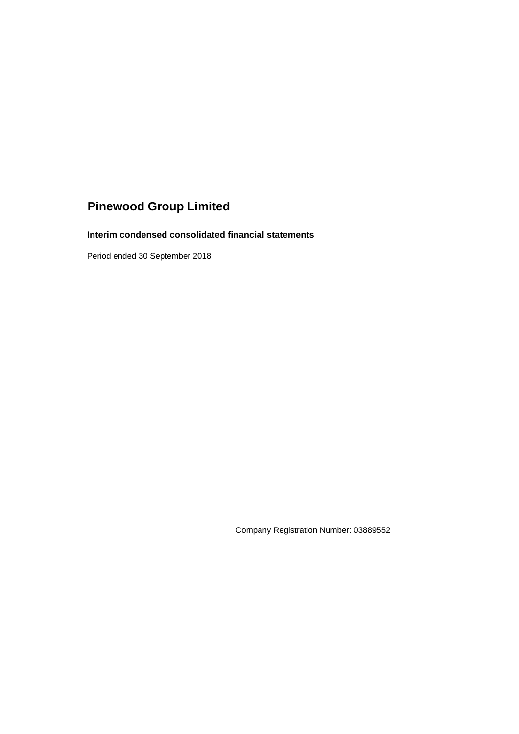# Pinewood Group Limited

## Interim condensed consolidated financial statements

Period ended 30 September 2018

Company Registration Number: 03889552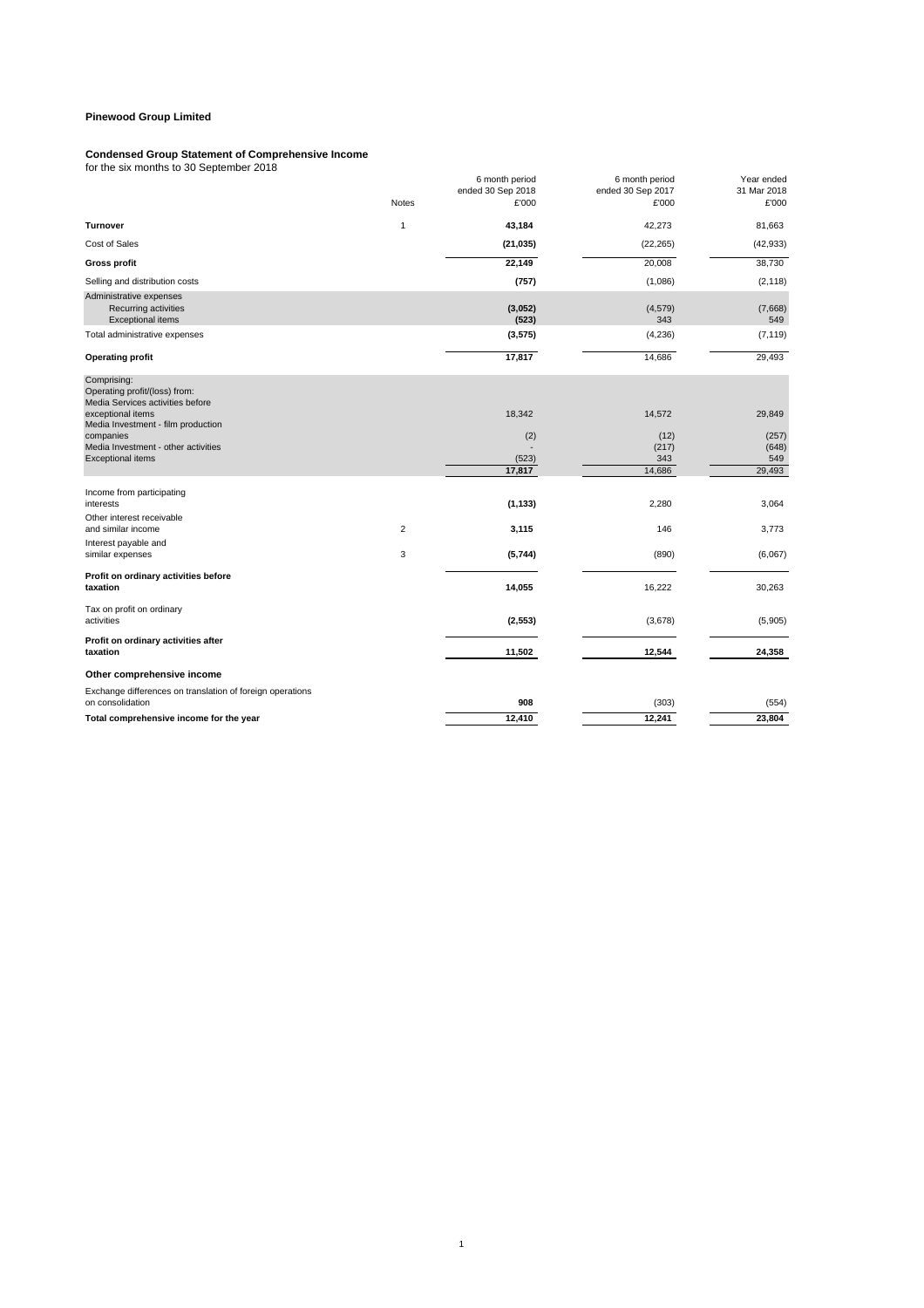**Pinewood Group Limited**

**Condensed Group Statement of Comprehensive Income**
for the six months to 30 September 2018

| | Notes | 6 month period ended 30 Sep 2018 £'000 | 6 month period ended 30 Sep 2017 £'000 | Year ended 31 Mar 2018 £'000 |
|---|---|---|---|---|
| **Turnover** | 1 | **43,184** | 42,273 | 81,663 |
| Cost of Sales | | **(21,035)** | (22,265) | (42,933) |
| **Gross profit** | | **22,149** | 20,008 | 38,730 |
| Selling and distribution costs | | **(757)** | (1,086) | (2,118) |
| Administrative expenses | | | | |
| Recurring activities | | **(3,052)** | (4,579) | (7,668) |
| Exceptional items | | **(523)** | 343 | 549 |
| Total administrative expenses | | **(3,575)** | (4,236) | (7,119) |
| **Operating profit** | | **17,817** | 14,686 | 29,493 |
| Comprising: | | | | |
| Operating profit/(loss) from: | | | | |
| Media Services activities before exceptional items | | 18,342 | 14,572 | 29,849 |
| Media Investment - film production companies | | (2) | (12) | (257) |
| Media Investment - other activities | | - | (217) | (648) |
| Exceptional items | | (523) | 343 | 549 |
| | | **17,817** | 14,686 | 29,493 |
| Income from participating interests | | **(1,133)** | 2,280 | 3,064 |
| Other interest receivable and similar income | 2 | **3,115** | 146 | 3,773 |
| Interest payable and similar expenses | 3 | **(5,744)** | (890) | (6,067) |
| **Profit on ordinary activities before taxation** | | **14,055** | 16,222 | 30,263 |
| Tax on profit on ordinary activities | | **(2,553)** | (3,678) | (5,905) |
| **Profit on ordinary activities after taxation** | | **11,502** | **12,544** | **24,358** |
| **Other comprehensive income** | | | | |
| Exchange differences on translation of foreign operations on consolidation | | **908** | (303) | (554) |
| **Total comprehensive income for the year** | | **12,410** | **12,241** | **23,804** |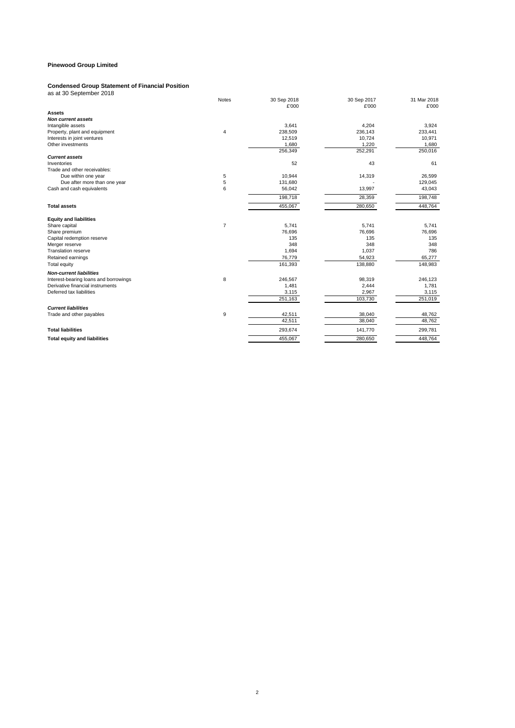**Pinewood Group Limited**

**Condensed Group Statement of Financial Position**
as at 30 September 2018

| | Notes | 30 Sep 2018 £'000 | 30 Sep 2017 £'000 | 31 Mar 2018 £'000 |
|---|---|---|---|---|
| **Assets** | | | | |
| ***Non current assets*** | | | | |
| Intangible assets | | 3,641 | 4,204 | 3,924 |
| Property, plant and equipment | 4 | 238,509 | 236,143 | 233,441 |
| Interests in joint ventures | | 12,519 | 10,724 | 10,971 |
| Other investments | | 1,680 | 1,220 | 1,680 |
| | | 256,349 | 252,291 | 250,016 |
| ***Current assets*** | | | | |
| Inventories | | 52 | 43 | 61 |
| Trade and other receivables: | | | | |
| Due within one year | 5 | 10,944 | 14,319 | 26,599 |
| Due after more than one year | 5 | 131,680 | - | 129,045 |
| Cash and cash equivalents | 6 | 56,042 | 13,997 | 43,043 |
| | | 198,718 | 28,359 | 198,748 |
| **Total assets** | | 455,067 | 280,650 | 448,764 |
| **Equity and liabilities** | | | | |
| Share capital | 7 | 5,741 | 5,741 | 5,741 |
| Share premium | | 76,696 | 76,696 | 76,696 |
| Capital redemption reserve | | 135 | 135 | 135 |
| Merger reserve | | 348 | 348 | 348 |
| Translation reserve | | 1,694 | 1,037 | 786 |
| Retained earnings | | 76,779 | 54,923 | 65,277 |
| Total equity | | 161,393 | 138,880 | 148,983 |
| ***Non-current liabilities*** | | | | |
| Interest-bearing loans and borrowings | 8 | 246,567 | 98,319 | 246,123 |
| Derivative financial instruments | | 1,481 | 2,444 | 1,781 |
| Deferred tax liabilities | | 3,115 | 2,967 | 3,115 |
| | | 251,163 | 103,730 | 251,019 |
| ***Current liabilities*** | | | | |
| Trade and other payables | 9 | 42,511 | 38,040 | 48,762 |
| | | 42,511 | 38,040 | 48,762 |
| **Total liabilities** | | 293,674 | 141,770 | 299,781 |
| **Total equity and liabilities** | | 455,067 | 280,650 | 448,764 |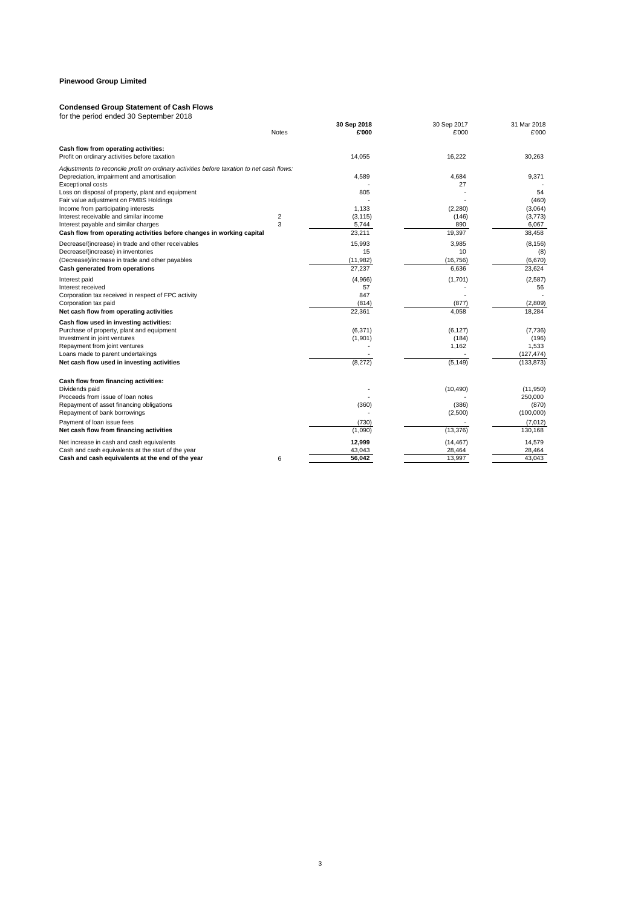**Pinewood Group Limited**

**Condensed Group Statement of Cash Flows**

for the period ended 30 September 2018

| | Notes | **30 Sep 2018 £'000** | 30 Sep 2017 £'000 | 31 Mar 2018 £'000 |
|---|---|---|---|---|
| **Cash flow from operating activities:** | | | | |
| Profit on ordinary activities before taxation | | 14,055 | 16,222 | 30,263 |
| *Adjustments to reconcile profit on ordinary activities before taxation to net cash flows:* | | | | |
| Depreciation, impairment and amortisation | | 4,589 | 4,684 | 9,371 |
| Exceptional costs | | - | 27 | - |
| Loss on disposal of property, plant and equipment | | 805 | - | 54 |
| Fair value adjustment on PMBS Holdings | | - | - | (460) |
| Income from participating interests | | 1,133 | (2,280) | (3,064) |
| Interest receivable and similar income | 2 | (3,115) | (146) | (3,773) |
| Interest payable and similar charges | 3 | 5,744 | 890 | 6,067 |
| **Cash flow from operating activities before changes in working capital** | | 23,211 | 19,397 | 38,458 |
| Decrease/(increase) in trade and other receivables | | 15,993 | 3,985 | (8,156) |
| Decrease/(increase) in inventories | | 15 | 10 | (8) |
| (Decrease)/increase in trade and other payables | | (11,982) | (16,756) | (6,670) |
| **Cash generated from operations** | | 27,237 | 6,636 | 23,624 |
| Interest paid | | (4,966) | (1,701) | (2,587) |
| Interest received | | 57 | - | 56 |
| Corporation tax received in respect of FPC activity | | 847 | - | - |
| Corporation tax paid | | (814) | (877) | (2,809) |
| **Net cash flow from operating activities** | | 22,361 | 4,058 | 18,284 |
| **Cash flow used in investing activities:** | | | | |
| Purchase of property, plant and equipment | | (6,371) | (6,127) | (7,736) |
| Investment in joint ventures | | (1,901) | (184) | (196) |
| Repayment from joint ventures | | - | 1,162 | 1,533 |
| Loans made to parent undertakings | | - | - | (127,474) |
| **Net cash flow used in investing activities** | | (8,272) | (5,149) | (133,873) |
| **Cash flow from financing activities:** | | | | |
| Dividends paid | | - | (10,490) | (11,950) |
| Proceeds from issue of loan notes | | - | - | 250,000 |
| Repayment of asset financing obligations | | (360) | (386) | (870) |
| Repayment of bank borrowings | | - | (2,500) | (100,000) |
| Payment of loan issue fees | | (730) | - | (7,012) |
| **Net cash flow from financing activities** | | (1,090) | (13,376) | 130,168 |
| Net increase in cash and cash equivalents | | **12,999** | (14,467) | 14,579 |
| Cash and cash equivalents at the start of the year | | 43,043 | 28,464 | 28,464 |
| **Cash and cash equivalents at the end of the year** | 6 | **56,042** | 13,997 | 43,043 |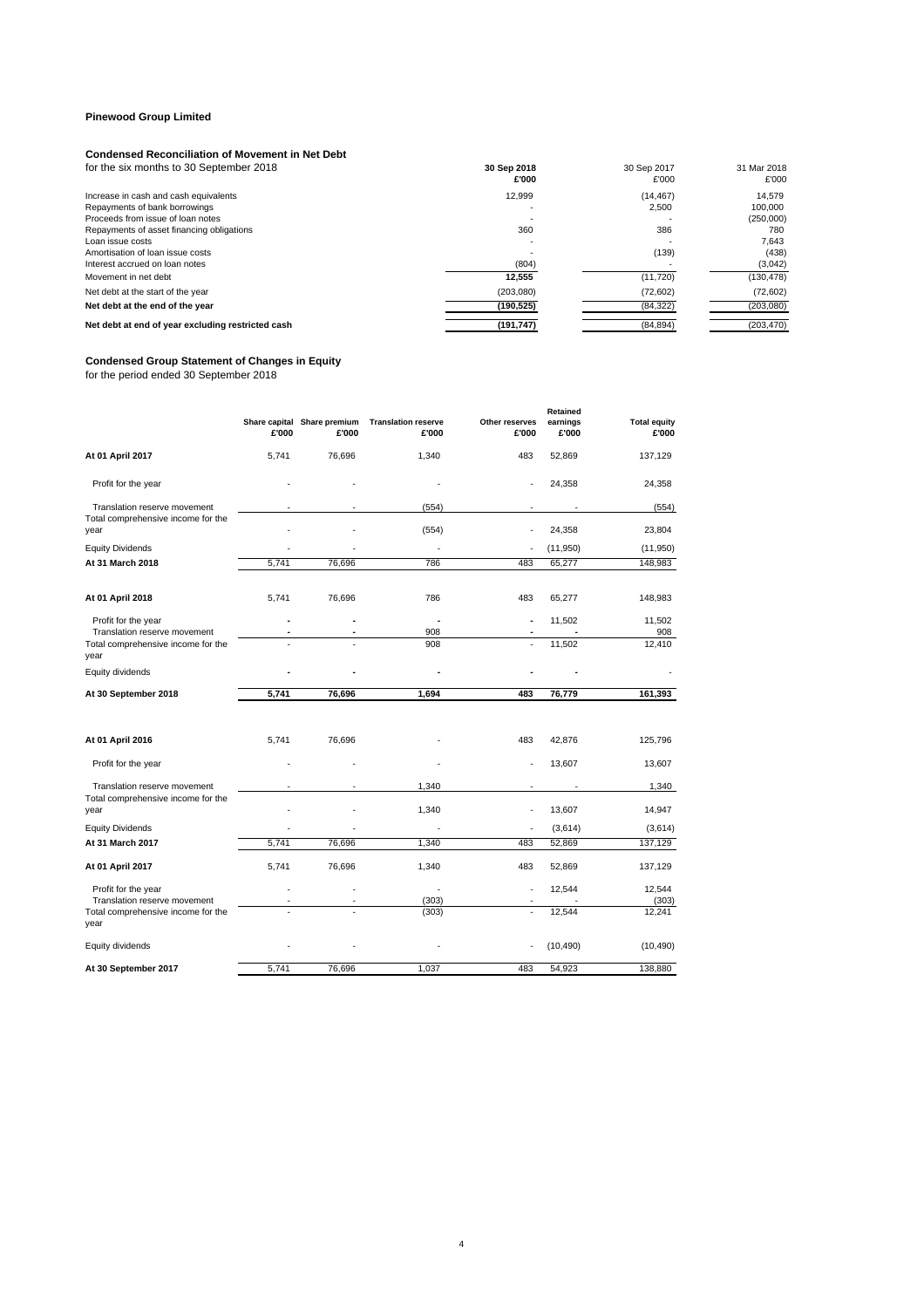**Pinewood Group Limited**

## Condensed Reconciliation of Movement in Net Debt

for the six months to 30 September 2018

| | 30 Sep 2018 £'000 | 30 Sep 2017 £'000 | 31 Mar 2018 £'000 |
|---|---|---|---|
| Increase in cash and cash equivalents | 12,999 | (14,467) | 14,579 |
| Repayments of bank borrowings | - | 2,500 | 100,000 |
| Proceeds from issue of loan notes | - | - | (250,000) |
| Repayments of asset financing obligations | 360 | 386 | 780 |
| Loan issue costs | - | - | 7,643 |
| Amortisation of loan issue costs | - | (139) | (438) |
| Interest accrued on loan notes | (804) | - | (3,042) |
| Movement in net debt | **12,555** | (11,720) | (130,478) |
| Net debt at the start of the year | (203,080) | (72,602) | (72,602) |
| **Net debt at the end of the year** | **(190,525)** | (84,322) | (203,080) |
| **Net debt at end of year excluding restricted cash** | **(191,747)** | (84,894) | (203,470) |

## Condensed Group Statement of Changes in Equity

for the period ended 30 September 2018

| | Share capital £'000 | Share premium £'000 | Translation reserve £'000 | Other reserves £'000 | Retained earnings £'000 | Total equity £'000 |
|---|---|---|---|---|---|---|
| **At 01 April 2017** | 5,741 | 76,696 | 1,340 | 483 | 52,869 | 137,129 |
| Profit for the year | - | - | - | - | 24,358 | 24,358 |
| Translation reserve movement | - | - | (554) | - | - | (554) |
| Total comprehensive income for the year | - | - | (554) | - | 24,358 | 23,804 |
| Equity Dividends | - | - | - | - | (11,950) | (11,950) |
| **At 31 March 2018** | 5,741 | 76,696 | 786 | 483 | 65,277 | 148,983 |
| | | | | | | |
| **At 01 April 2018** | 5,741 | 76,696 | 786 | 483 | 65,277 | 148,983 |
| Profit for the year | - | - | - | - | 11,502 | 11,502 |
| Translation reserve movement | - | - | 908 | - | - | 908 |
| Total comprehensive income for the year | - | - | 908 | - | 11,502 | 12,410 |
| Equity dividends | - | - | - | - | - | - |
| **At 30 September 2018** | **5,741** | **76,696** | **1,694** | **483** | **76,779** | **161,393** |
| | | | | | | |
| **At 01 April 2016** | 5,741 | 76,696 | - | 483 | 42,876 | 125,796 |
| Profit for the year | - | - | - | - | 13,607 | 13,607 |
| Translation reserve movement | - | - | 1,340 | - | - | 1,340 |
| Total comprehensive income for the year | - | - | 1,340 | - | 13,607 | 14,947 |
| Equity Dividends | - | - | - | - | (3,614) | (3,614) |
| **At 31 March 2017** | 5,741 | 76,696 | 1,340 | 483 | 52,869 | 137,129 |
| | | | | | | |
| **At 01 April 2017** | 5,741 | 76,696 | 1,340 | 483 | 52,869 | 137,129 |
| Profit for the year | - | - | - | - | 12,544 | 12,544 |
| Translation reserve movement | - | - | (303) | - | - | (303) |
| Total comprehensive income for the year | - | - | (303) | - | 12,544 | 12,241 |
| Equity dividends | - | - | - | - | (10,490) | (10,490) |
| **At 30 September 2017** | 5,741 | 76,696 | 1,037 | 483 | 54,923 | 138,880 |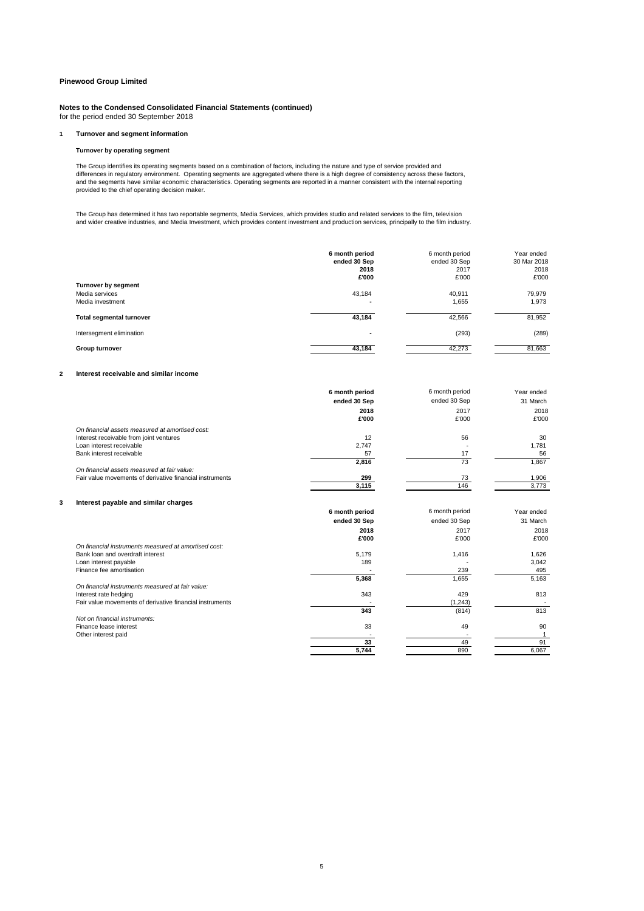**Pinewood Group Limited**

**Notes to the Condensed Consolidated Financial Statements (continued)**
for the period ended 30 September 2018

## 1 Turnover and segment information

### Turnover by operating segment

The Group identifies its operating segments based on a combination of factors, including the nature and type of service provided and differences in regulatory environment. Operating segments are aggregated where there is a high degree of consistency across these factors, and the segments have similar economic characteristics. Operating segments are reported in a manner consistent with the internal reporting provided to the chief operating decision maker.

The Group has determined it has two reportable segments, Media Services, which provides studio and related services to the film, television and wider creative industries, and Media Investment, which provides content investment and production services, principally to the film industry.

| | **6 month period ended 30 Sep 2018 £'000** | 6 month period ended 30 Sep 2017 £'000 | Year ended 30 Mar 2018 2018 £'000 |
|---|---|---|---|
| **Turnover by segment** | | | |
| Media services | 43,184 | 40,911 | 79,979 |
| Media investment | - | 1,655 | 1,973 |
| **Total segmental turnover** | **43,184** | 42,566 | 81,952 |
| Intersegment elimination | - | (293) | (289) |
| **Group turnover** | **43,184** | 42,273 | 81,663 |

## 2 Interest receivable and similar income

| | **6 month period ended 30 Sep 2018 £'000** | 6 month period ended 30 Sep 2017 £'000 | Year ended 31 March 2018 £'000 |
|---|---|---|---|
| *On financial assets measured at amortised cost:* | | | |
| Interest receivable from joint ventures | 12 | 56 | 30 |
| Loan interest receivable | 2,747 | - | 1,781 |
| Bank interest receivable | 57 | 17 | 56 |
| | **2,816** | 73 | 1,867 |
| *On financial assets measured at fair value:* | | | |
| Fair value movements of derivative financial instruments | **299** | 73 | 1,906 |
| | **3,115** | 146 | 3,773 |

## 3 Interest payable and similar charges

| | **6 month period ended 30 Sep 2018 £'000** | 6 month period ended 30 Sep 2017 £'000 | Year ended 31 March 2018 £'000 |
|---|---|---|---|
| *On financial instruments measured at amortised cost:* | | | |
| Bank loan and overdraft interest | 5,179 | 1,416 | 1,626 |
| Loan interest payable | 189 | - | 3,042 |
| Finance fee amortisation | - | 239 | 495 |
| | **5,368** | 1,655 | 5,163 |
| *On financial instruments measured at fair value:* | | | |
| Interest rate hedging | 343 | 429 | 813 |
| Fair value movements of derivative financial instruments | - | (1,243) | - |
| | **343** | (814) | 813 |
| *Not on financial instruments:* | | | |
| Finance lease interest | 33 | 49 | 90 |
| Other interest paid | - | - | 1 |
| | **33** | 49 | 91 |
| | **5,744** | 890 | 6,067 |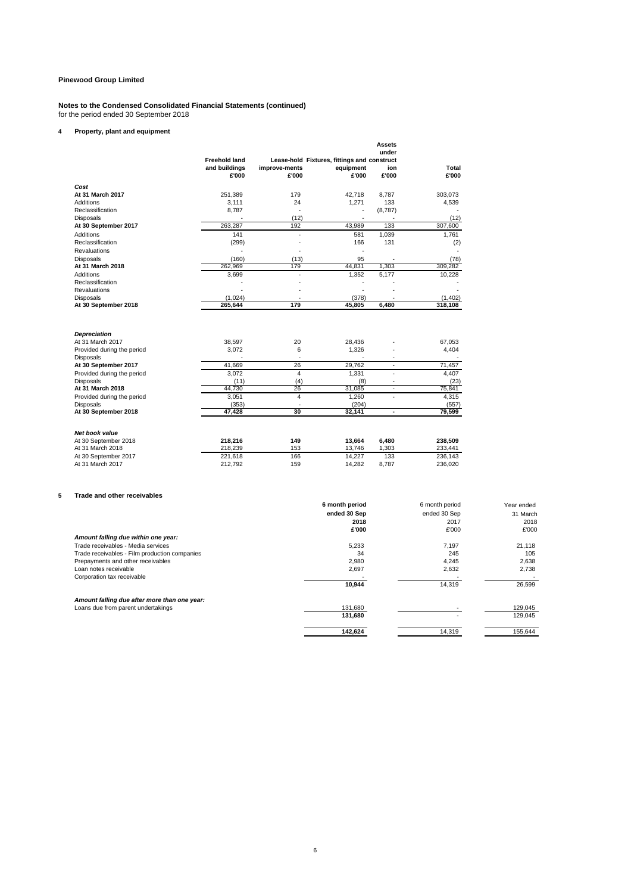**Pinewood Group Limited**

**Notes to the Condensed Consolidated Financial Statements (continued)**
for the period ended 30 September 2018

**4 Property, plant and equipment**

| | Freehold land and buildings £'000 | Lease-hold improve-ments £'000 | Fixtures, fittings and equipment £'000 | Assets under construct ion £'000 | Total £'000 |
|---|---|---|---|---|---|
| ***Cost*** | | | | | |
| **At 31 March 2017** | 251,389 | 179 | 42,718 | 8,787 | 303,073 |
| Additions | 3,111 | 24 | 1,271 | 133 | 4,539 |
| Reclassification | 8,787 | - | - | (8,787) | - |
| Disposals | - | (12) | - | - | (12) |
| **At 30 September 2017** | 263,287 | 192 | 43,989 | 133 | 307,600 |
| Additions | 141 | - | 581 | 1,039 | 1,761 |
| Reclassification | (299) | - | 166 | 131 | (2) |
| Revaluations | - | - | - | | - |
| Disposals | (160) | (13) | 95 | - | (78) |
| **At 31 March 2018** | 262,969 | 179 | 44,831 | 1,303 | 309,282 |
| Additions | 3,699 | - | 1,352 | 5,177 | 10,228 |
| Reclassification | - | - | - | - | - |
| Revaluations | - | - | - | - | - |
| Disposals | (1,024) | - | (378) | - | (1,402) |
| **At 30 September 2018** | **265,644** | **179** | **45,805** | **6,480** | **318,108** |
| | | | | | |
| ***Depreciation*** | | | | | |
| At 31 March 2017 | 38,597 | 20 | 28,436 | - | 67,053 |
| Provided during the period | 3,072 | 6 | 1,326 | - | 4,404 |
| Disposals | - | - | - | - | - |
| **At 30 September 2017** | 41,669 | 26 | 29,762 | - | 71,457 |
| Provided during the period | 3,072 | 4 | 1,331 | - | 4,407 |
| Disposals | (11) | (4) | (8) | - | (23) |
| **At 31 March 2018** | 44,730 | 26 | 31,085 | - | 75,841 |
| Provided during the period | 3,051 | 4 | 1,260 | - | 4,315 |
| Disposals | (353) | - | (204) | | (557) |
| **At 30 September 2018** | **47,428** | **30** | **32,141** | **-** | **79,599** |
| | | | | | |
| ***Net book value*** | | | | | |
| At 30 September 2018 | **218,216** | **149** | **13,664** | **6,480** | **238,509** |
| At 31 March 2018 | 218,239 | 153 | 13,746 | 1,303 | 233,441 |
| At 30 September 2017 | 221,618 | 166 | 14,227 | 133 | 236,143 |
| At 31 March 2017 | 212,792 | 159 | 14,282 | 8,787 | 236,020 |

**5 Trade and other receivables**

| | **6 month period ended 30 Sep 2018 £'000** | 6 month period ended 30 Sep 2017 £'000 | Year ended 31 March 2018 £'000 |
|---|---|---|---|
| ***Amount falling due within one year:*** | | | |
| Trade receivables - Media services | 5,233 | 7,197 | 21,118 |
| Trade receivables - Film production companies | 34 | 245 | 105 |
| Prepayments and other receivables | 2,980 | 4,245 | 2,638 |
| Loan notes receivable | 2,697 | 2,632 | 2,738 |
| Corporation tax receivable | - | - | - |
| | **10,944** | 14,319 | 26,599 |
| ***Amount falling due after more than one year:*** | | | |
| Loans due from parent undertakings | 131,680 | - | 129,045 |
| | **131,680** | - | 129,045 |
| | | | |
| | **142,624** | 14,319 | 155,644 |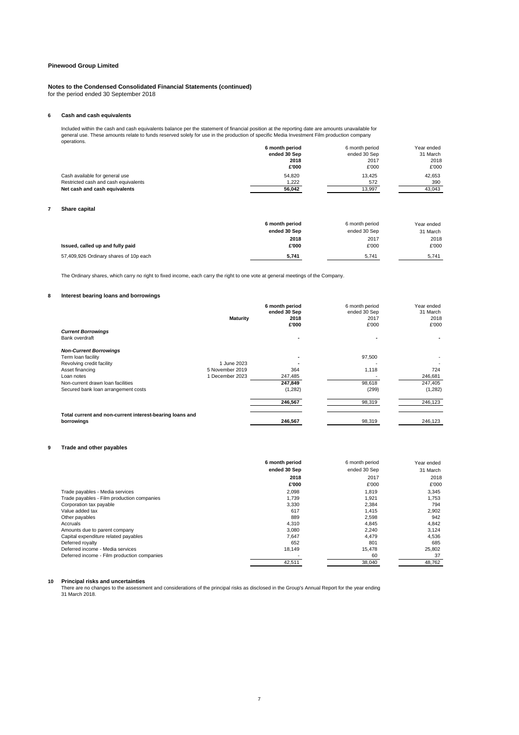**Pinewood Group Limited**

**Notes to the Condensed Consolidated Financial Statements (continued)**
for the period ended 30 September 2018

### 6 Cash and cash equivalents

Included within the cash and cash equivalents balance per the statement of financial position at the reporting date are amounts unavailable for general use. These amounts relate to funds reserved solely for use in the production of specific Media Investment Film production company operations.

| | **6 month period ended 30 Sep 2018 £'000** | 6 month period ended 30 Sep 2017 £'000 | Year ended 31 March 2018 £'000 |
|---|---|---|---|
| Cash available for general use | 54,820 | 13,425 | 42,653 |
| Restricted cash and cash equivalents | 1,222 | 572 | 390 |
| **Net cash and cash equivalents** | **56,042** | 13,997 | 43,043 |

### 7 Share capital

| **Issued, called up and fully paid** | **6 month period ended 30 Sep 2018 £'000** | 6 month period ended 30 Sep 2017 £'000 | Year ended 31 March 2018 £'000 |
|---|---|---|---|
| 57,409,926 Ordinary shares of 10p each | **5,741** | 5,741 | 5,741 |

The Ordinary shares, which carry no right to fixed income, each carry the right to one vote at general meetings of the Company.

### 8 Interest bearing loans and borrowings

| | **Maturity** | **6 month period ended 30 Sep 2018 £'000** | 6 month period ended 30 Sep 2017 £'000 | Year ended 31 March 2018 £'000 |
|---|---|---|---|---|
| ***Current Borrowings*** | | | | |
| Bank overdraft | | - | - | - |
| ***Non-Current Borrowings*** | | | | |
| Term loan facility | | - | 97,500 | - |
| Revolving credit facility | 1 June 2023 | - | - | - |
| Asset financing | 5 November 2019 | 364 | 1,118 | 724 |
| Loan notes | 1 December 2023 | 247,485 | - | 246,681 |
| Non-current drawn loan facilities | | **247,849** | 98,618 | 247,405 |
| Secured bank loan arrangement costs | | (1,282) | (299) | (1,282) |
| | | **246,567** | 98,319 | 246,123 |
| **Total current and non-current interest-bearing loans and borrowings** | | **246,567** | 98,319 | 246,123 |

### 9 Trade and other payables

| | **6 month period ended 30 Sep 2018 £'000** | 6 month period ended 30 Sep 2017 £'000 | Year ended 31 March 2018 £'000 |
|---|---|---|---|
| Trade payables - Media services | 2,098 | 1,819 | 3,345 |
| Trade payables - Film production companies | 1,739 | 1,921 | 1,753 |
| Corporation tax payable | 3,330 | 2,384 | 794 |
| Value added tax | 617 | 1,415 | 2,902 |
| Other payables | 889 | 2,598 | 942 |
| Accruals | 4,310 | 4,845 | 4,842 |
| Amounts due to parent company | 3,080 | 2,240 | 3,124 |
| Capital expenditure related payables | 7,647 | 4,479 | 4,536 |
| Deferred royalty | 652 | 801 | 685 |
| Deferred income - Media services | 18,149 | 15,478 | 25,802 |
| Deferred income - Film production companies | - | 60 | 37 |
| | 42,511 | 38,040 | 48,762 |

### 10 Principal risks and uncertainties

There are no changes to the assessment and considerations of the principal risks as disclosed in the Group's Annual Report for the year ending 31 March 2018.